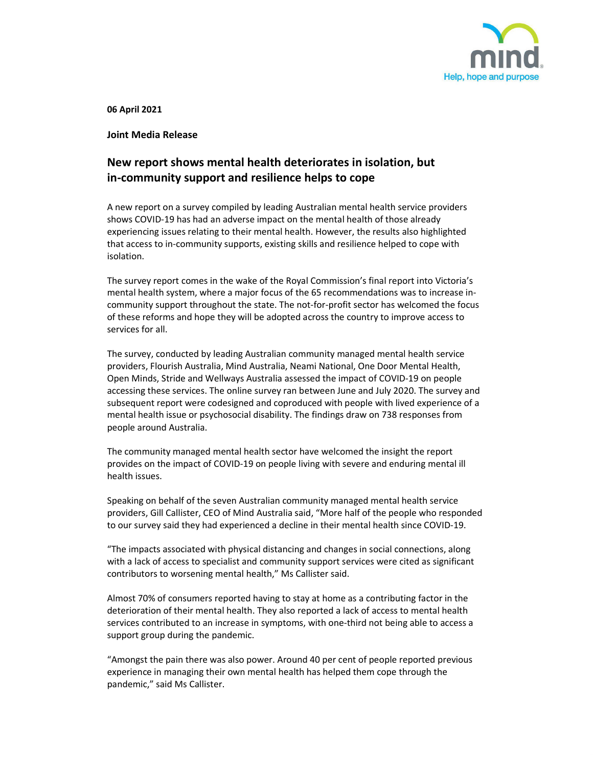**06 April 2021**

**Joint Media Release**

## New report shows mental health deteriorates in isolation, but in-community support and resilience helps to cope

A new report on a survey compiled by leading Australian mental health service providers shows COVID-19 has had an adverse impact on the mental health of those already experiencing issues relating to their mental health. However, the results also highlighted that access to in-community supports, existing skills and resilience helped to cope with isolation.

The survey report comes in the wake of the Royal Commission's final report into Victoria's mental health system, where a major focus of the 65 recommendations was to increase in-community support throughout the state. The not-for-profit sector has welcomed the focus of these reforms and hope they will be adopted across the country to improve access to services for all.

The survey, conducted by leading Australian community managed mental health service providers, Flourish Australia, Mind Australia, Neami National, One Door Mental Health, Open Minds, Stride and Wellways Australia assessed the impact of COVID-19 on people accessing these services. The online survey ran between June and July 2020. The survey and subsequent report were codesigned and coproduced with people with lived experience of a mental health issue or psychosocial disability. The findings draw on 738 responses from people around Australia.

The community managed mental health sector have welcomed the insight the report provides on the impact of COVID-19 on people living with severe and enduring mental ill health issues.

Speaking on behalf of the seven Australian community managed mental health service providers, Gill Callister, CEO of Mind Australia said, "More half of the people who responded to our survey said they had experienced a decline in their mental health since COVID-19.

"The impacts associated with physical distancing and changes in social connections, along with a lack of access to specialist and community support services were cited as significant contributors to worsening mental health," Ms Callister said.

Almost 70% of consumers reported having to stay at home as a contributing factor in the deterioration of their mental health. They also reported a lack of access to mental health services contributed to an increase in symptoms, with one-third not being able to access a support group during the pandemic.

"Amongst the pain there was also power. Around 40 per cent of people reported previous experience in managing their own mental health has helped them cope through the pandemic," said Ms Callister.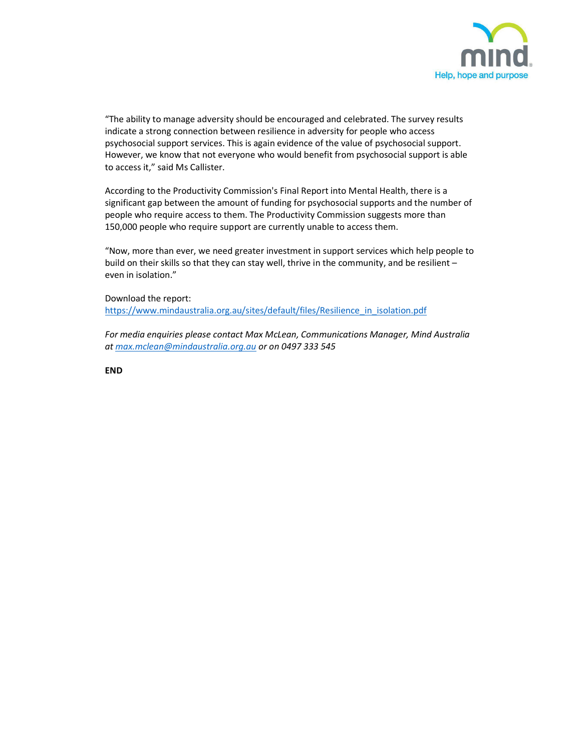"The ability to manage adversity should be encouraged and celebrated. The survey results indicate a strong connection between resilience in adversity for people who access psychosocial support services. This is again evidence of the value of psychosocial support. However, we know that not everyone who would benefit from psychosocial support is able to access it," said Ms Callister.

According to the Productivity Commission's Final Report into Mental Health, there is a significant gap between the amount of funding for psychosocial supports and the number of people who require access to them. The Productivity Commission suggests more than 150,000 people who require support are currently unable to access them.

"Now, more than ever, we need greater investment in support services which help people to build on their skills so that they can stay well, thrive in the community, and be resilient – even in isolation."

Download the report:
https://www.mindaustralia.org.au/sites/default/files/Resilience_in_isolation.pdf

*For media enquiries please contact Max McLean, Communications Manager, Mind Australia at max.mclean@mindaustralia.org.au or on 0497 333 545*

**END**